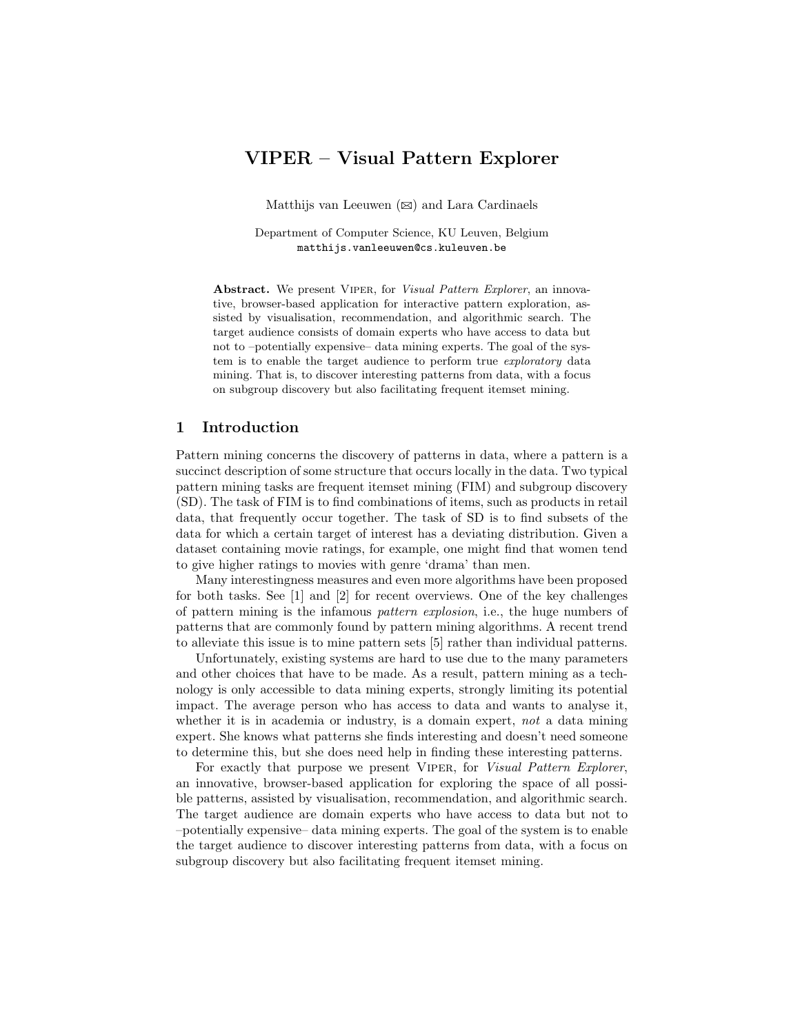# VIPER – Visual Pattern Explorer

Matthijs van Leeuwen (✉) and Lara Cardinaels

Department of Computer Science, KU Leuven, Belgium
`matthijs.vanleeuwen@cs.kuleuven.be`

**Abstract.** We present VIPER, for *Visual Pattern Explorer*, an innovative, browser-based application for interactive pattern exploration, assisted by visualisation, recommendation, and algorithmic search. The target audience consists of domain experts who have access to data but not to –potentially expensive– data mining experts. The goal of the system is to enable the target audience to perform true *exploratory* data mining. That is, to discover interesting patterns from data, with a focus on subgroup discovery but also facilitating frequent itemset mining.

## 1 Introduction

Pattern mining concerns the discovery of patterns in data, where a pattern is a succinct description of some structure that occurs locally in the data. Two typical pattern mining tasks are frequent itemset mining (FIM) and subgroup discovery (SD). The task of FIM is to find combinations of items, such as products in retail data, that frequently occur together. The task of SD is to find subsets of the data for which a certain target of interest has a deviating distribution. Given a dataset containing movie ratings, for example, one might find that women tend to give higher ratings to movies with genre 'drama' than men.

Many interestingness measures and even more algorithms have been proposed for both tasks. See [1] and [2] for recent overviews. One of the key challenges of pattern mining is the infamous *pattern explosion*, i.e., the huge numbers of patterns that are commonly found by pattern mining algorithms. A recent trend to alleviate this issue is to mine pattern sets [5] rather than individual patterns.

Unfortunately, existing systems are hard to use due to the many parameters and other choices that have to be made. As a result, pattern mining as a technology is only accessible to data mining experts, strongly limiting its potential impact. The average person who has access to data and wants to analyse it, whether it is in academia or industry, is a domain expert, *not* a data mining expert. She knows what patterns she finds interesting and doesn't need someone to determine this, but she does need help in finding these interesting patterns.

For exactly that purpose we present VIPER, for *Visual Pattern Explorer*, an innovative, browser-based application for exploring the space of all possible patterns, assisted by visualisation, recommendation, and algorithmic search. The target audience are domain experts who have access to data but not to –potentially expensive– data mining experts. The goal of the system is to enable the target audience to discover interesting patterns from data, with a focus on subgroup discovery but also facilitating frequent itemset mining.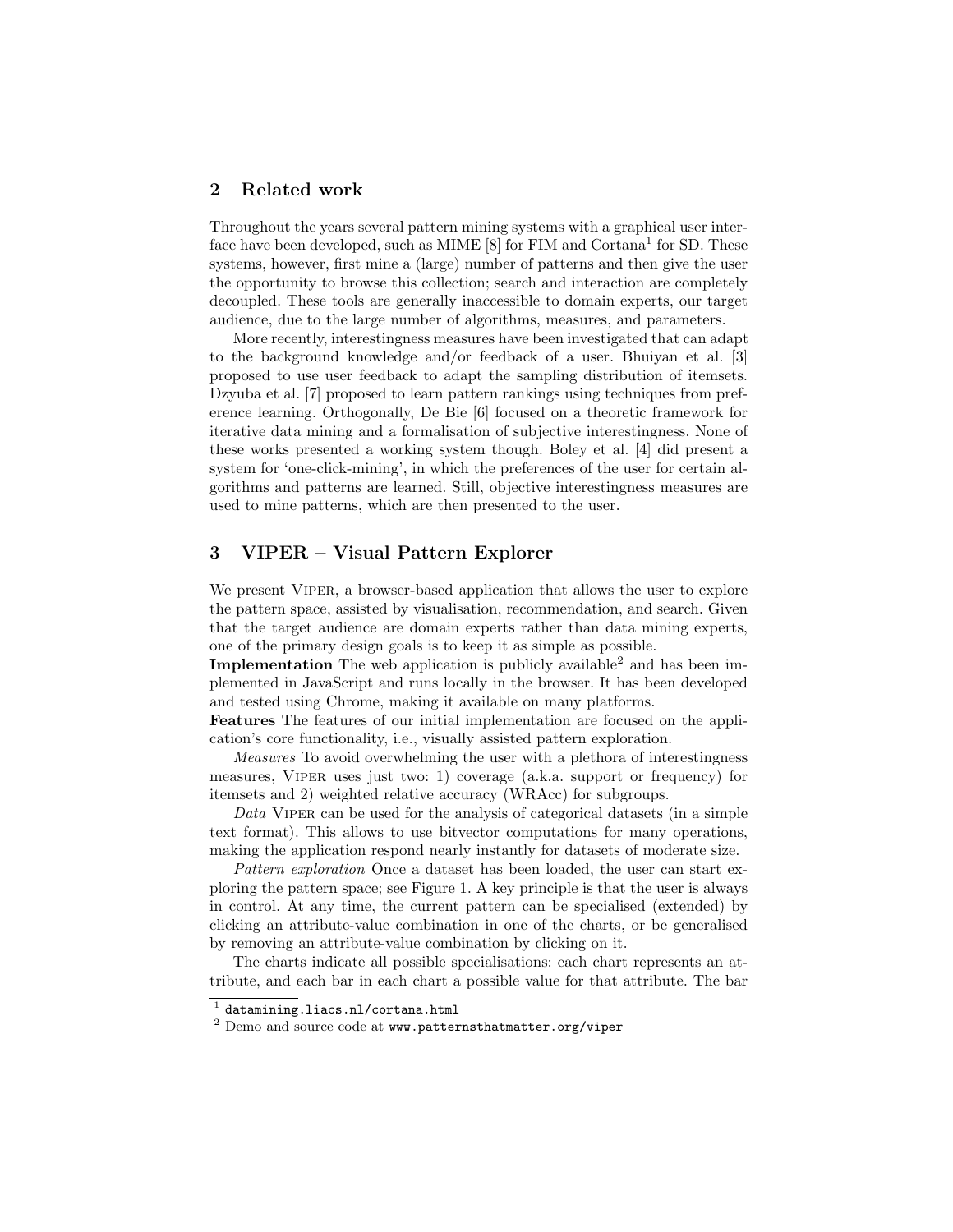## 2 Related work

Throughout the years several pattern mining systems with a graphical user interface have been developed, such as MIME [8] for FIM and Cortana[1] for SD. These systems, however, first mine a (large) number of patterns and then give the user the opportunity to browse this collection; search and interaction are completely decoupled. These tools are generally inaccessible to domain experts, our target audience, due to the large number of algorithms, measures, and parameters.

More recently, interestingness measures have been investigated that can adapt to the background knowledge and/or feedback of a user. Bhuiyan et al. [3] proposed to use user feedback to adapt the sampling distribution of itemsets. Dzyuba et al. [7] proposed to learn pattern rankings using techniques from preference learning. Orthogonally, De Bie [6] focused on a theoretic framework for iterative data mining and a formalisation of subjective interestingness. None of these works presented a working system though. Boley et al. [4] did present a system for 'one-click-mining', in which the preferences of the user for certain algorithms and patterns are learned. Still, objective interestingness measures are used to mine patterns, which are then presented to the user.

## 3 VIPER – Visual Pattern Explorer

We present Viper, a browser-based application that allows the user to explore the pattern space, assisted by visualisation, recommendation, and search. Given that the target audience are domain experts rather than data mining experts, one of the primary design goals is to keep it as simple as possible.

**Implementation** The web application is publicly available[2] and has been implemented in JavaScript and runs locally in the browser. It has been developed and tested using Chrome, making it available on many platforms.

**Features** The features of our initial implementation are focused on the application's core functionality, i.e., visually assisted pattern exploration.

*Measures* To avoid overwhelming the user with a plethora of interestingness measures, Viper uses just two: 1) coverage (a.k.a. support or frequency) for itemsets and 2) weighted relative accuracy (WRAcc) for subgroups.

*Data* Viper can be used for the analysis of categorical datasets (in a simple text format). This allows to use bitvector computations for many operations, making the application respond nearly instantly for datasets of moderate size.

*Pattern exploration* Once a dataset has been loaded, the user can start exploring the pattern space; see Figure 1. A key principle is that the user is always in control. At any time, the current pattern can be specialised (extended) by clicking an attribute-value combination in one of the charts, or be generalised by removing an attribute-value combination by clicking on it.

The charts indicate all possible specialisations: each chart represents an attribute, and each bar in each chart a possible value for that attribute. The bar

[1] `datamining.liacs.nl/cortana.html`

[2] Demo and source code at `www.patternsthatmatter.org/viper`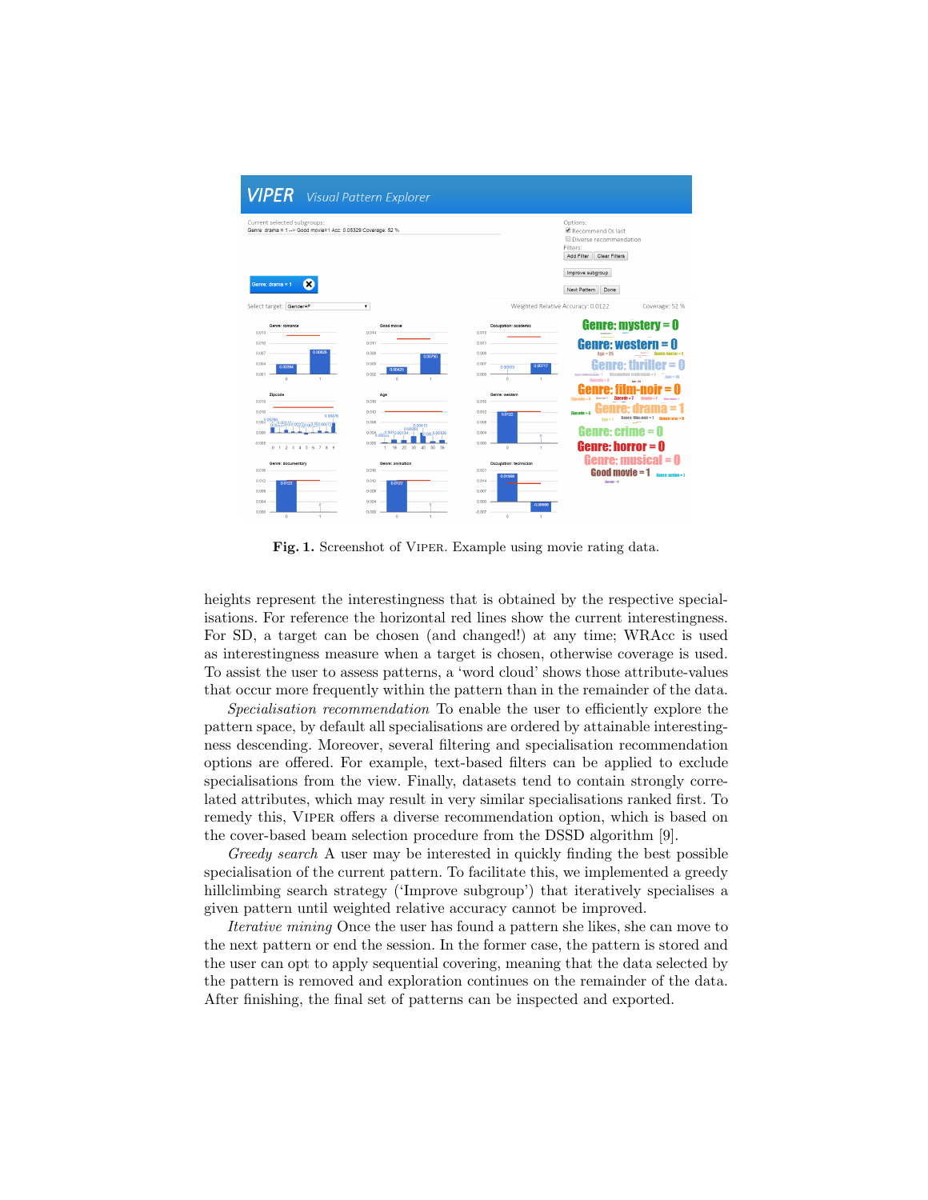**Fig. 1.** Screenshot of VIPER. Example using movie rating data.

heights represent the interestingness that is obtained by the respective specialisations. For reference the horizontal red lines show the current interestingness. For SD, a target can be chosen (and changed!) at any time; WRAcc is used as interestingness measure when a target is chosen, otherwise coverage is used. To assist the user to assess patterns, a 'word cloud' shows those attribute-values that occur more frequently within the pattern than in the remainder of the data.

*Specialisation recommendation* To enable the user to efficiently explore the pattern space, by default all specialisations are ordered by attainable interestingness descending. Moreover, several filtering and specialisation recommendation options are offered. For example, text-based filters can be applied to exclude specialisations from the view. Finally, datasets tend to contain strongly correlated attributes, which may result in very similar specialisations ranked first. To remedy this, VIPER offers a diverse recommendation option, which is based on the cover-based beam selection procedure from the DSSD algorithm [9].

*Greedy search* A user may be interested in quickly finding the best possible specialisation of the current pattern. To facilitate this, we implemented a greedy hillclimbing search strategy ('Improve subgroup') that iteratively specialises a given pattern until weighted relative accuracy cannot be improved.

*Iterative mining* Once the user has found a pattern she likes, she can move to the next pattern or end the session. In the former case, the pattern is stored and the user can opt to apply sequential covering, meaning that the data selected by the pattern is removed and exploration continues on the remainder of the data. After finishing, the final set of patterns can be inspected and exported.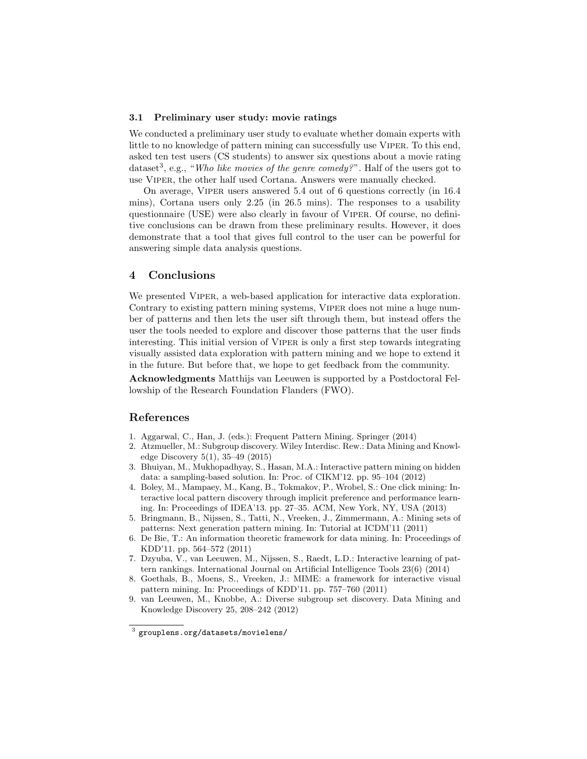### 3.1 Preliminary user study: movie ratings

We conducted a preliminary user study to evaluate whether domain experts with little to no knowledge of pattern mining can successfully use VIPER. To this end, asked ten test users (CS students) to answer six questions about a movie rating dataset[3], e.g., "*Who like movies of the genre comedy?*". Half of the users got to use VIPER, the other half used Cortana. Answers were manually checked.

On average, VIPER users answered 5.4 out of 6 questions correctly (in 16.4 mins), Cortana users only 2.25 (in 26.5 mins). The responses to a usability questionnaire (USE) were also clearly in favour of VIPER. Of course, no definitive conclusions can be drawn from these preliminary results. However, it does demonstrate that a tool that gives full control to the user can be powerful for answering simple data analysis questions.

## 4 Conclusions

We presented VIPER, a web-based application for interactive data exploration. Contrary to existing pattern mining systems, VIPER does not mine a huge number of patterns and then lets the user sift through them, but instead offers the user the tools needed to explore and discover those patterns that the user finds interesting. This initial version of VIPER is only a first step towards integrating visually assisted data exploration with pattern mining and we hope to extend it in the future. But before that, we hope to get feedback from the community.

**Acknowledgments** Matthijs van Leeuwen is supported by a Postdoctoral Fellowship of the Research Foundation Flanders (FWO).

## References

1. Aggarwal, C., Han, J. (eds.): Frequent Pattern Mining. Springer (2014)
2. Atzmueller, M.: Subgroup discovery. Wiley Interdisc. Rew.: Data Mining and Knowledge Discovery 5(1), 35–49 (2015)
3. Bhuiyan, M., Mukhopadhyay, S., Hasan, M.A.: Interactive pattern mining on hidden data: a sampling-based solution. In: Proc. of CIKM'12. pp. 95–104 (2012)
4. Boley, M., Mampaey, M., Kang, B., Tokmakov, P., Wrobel, S.: One click mining: Interactive local pattern discovery through implicit preference and performance learning. In: Proceedings of IDEA'13. pp. 27–35. ACM, New York, NY, USA (2013)
5. Bringmann, B., Nijssen, S., Tatti, N., Vreeken, J., Zimmermann, A.: Mining sets of patterns: Next generation pattern mining. In: Tutorial at ICDM'11 (2011)
6. De Bie, T.: An information theoretic framework for data mining. In: Proceedings of KDD'11. pp. 564–572 (2011)
7. Dzyuba, V., van Leeuwen, M., Nijssen, S., Raedt, L.D.: Interactive learning of pattern rankings. International Journal on Artificial Intelligence Tools 23(6) (2014)
8. Goethals, B., Moens, S., Vreeken, J.: MIME: a framework for interactive visual pattern mining. In: Proceedings of KDD'11. pp. 757–760 (2011)
9. van Leeuwen, M., Knobbe, A.: Diverse subgroup set discovery. Data Mining and Knowledge Discovery 25, 208–242 (2012)

[3] grouplens.org/datasets/movielens/